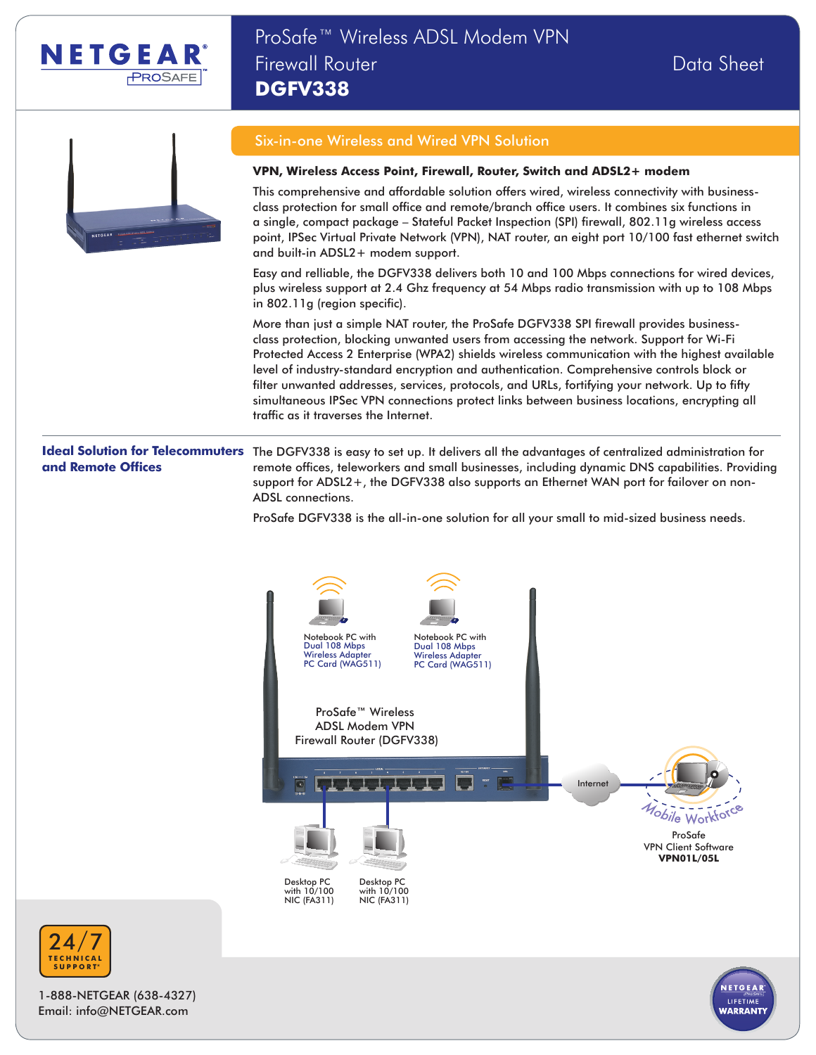# ProSafe™ Wireless ADSL Modem VPN Firewall Router DGFV338

Data Sheet

## Six-in-one Wireless and Wired VPN Solution

**VPN, Wireless Access Point, Firewall, Router, Switch and ADSL2+ modem**

This comprehensive and affordable solution offers wired, wireless connectivity with business-class protection for small office and remote/branch office users. It combines six functions in a single, compact package – Stateful Packet Inspection (SPI) firewall, 802.11g wireless access point, IPSec Virtual Private Network (VPN), NAT router, an eight port 10/100 fast ethernet switch and built-in ADSL2+ modem support.

Easy and relliable, the DGFV338 delivers both 10 and 100 Mbps connections for wired devices, plus wireless support at 2.4 Ghz frequency at 54 Mbps radio transmission with up to 108 Mbps in 802.11g (region specific).

More than just a simple NAT router, the ProSafe DGFV338 SPI firewall provides business-class protection, blocking unwanted users from accessing the network. Support for Wi-Fi Protected Access 2 Enterprise (WPA2) shields wireless communication with the highest available level of industry-standard encryption and authentication. Comprehensive controls block or filter unwanted addresses, services, protocols, and URLs, fortifying your network. Up to fifty simultaneous IPSec VPN connections protect links between business locations, encrypting all traffic as it traverses the Internet.

## Ideal Solution for Telecommuters and Remote Offices

The DGFV338 is easy to set up. It delivers all the advantages of centralized administration for remote offices, teleworkers and small businesses, including dynamic DNS capabilities. Providing support for ADSL2+, the DGFV338 also supports an Ethernet WAN port for failover on non-ADSL connections.

ProSafe DGFV338 is the all-in-one solution for all your small to mid-sized business needs.

Notebook PC with Dual 108 Mbps Wireless Adapter PC Card (WAG511)

Notebook PC with Dual 108 Mbps Wireless Adapter PC Card (WAG511)

ProSafe™ Wireless ADSL Modem VPN Firewall Router (DGFV338)

Internet

Mobile Workforce

ProSafe VPN Client Software **VPN01L/05L**

Desktop PC with 10/100 NIC (FA311)

Desktop PC with 10/100 NIC (FA311)

24/7 TECHNICAL SUPPORT

1-888-NETGEAR (638-4327)
Email: info@NETGEAR.com

NETGEAR LIFETIME WARRANTY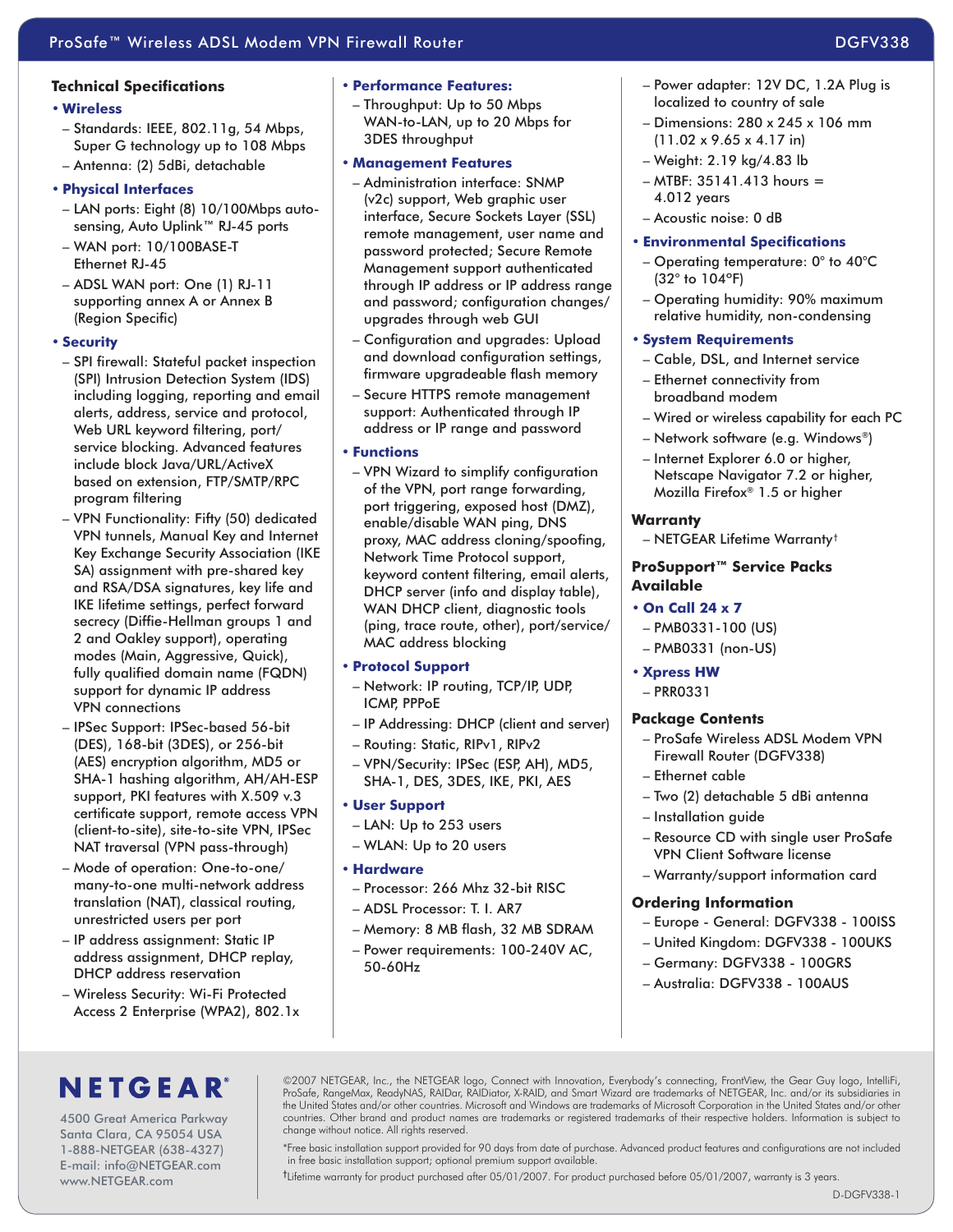## Technical Specifications

- **Wireless**
  - Standards: IEEE, 802.11g, 54 Mbps, Super G technology up to 108 Mbps
  - Antenna: (2) 5dBi, detachable
- **Physical Interfaces**
  - LAN ports: Eight (8) 10/100Mbps auto-sensing, Auto Uplink™ RJ-45 ports
  - WAN port: 10/100BASE-T Ethernet RJ-45
  - ADSL WAN port: One (1) RJ-11 supporting annex A or Annex B (Region Specific)
- **Security**
  - SPI firewall: Stateful packet inspection (SPI) Intrusion Detection System (IDS) including logging, reporting and email alerts, address, service and protocol, Web URL keyword filtering, port/service blocking. Advanced features include block Java/URL/ActiveX based on extension, FTP/SMTP/RPC program filtering
  - VPN Functionality: Fifty (50) dedicated VPN tunnels, Manual Key and Internet Key Exchange Security Association (IKE SA) assignment with pre-shared key and RSA/DSA signatures, key life and IKE lifetime settings, perfect forward secrecy (Diffie-Hellman groups 1 and 2 and Oakley support), operating modes (Main, Aggressive, Quick), fully qualified domain name (FQDN) support for dynamic IP address VPN connections
  - IPSec Support: IPSec-based 56-bit (DES), 168-bit (3DES), or 256-bit (AES) encryption algorithm, MD5 or SHA-1 hashing algorithm, AH/AH-ESP support, PKI features with X.509 v.3 certificate support, remote access VPN (client-to-site), site-to-site VPN, IPSec NAT traversal (VPN pass-through)
  - Mode of operation: One-to-one/many-to-one multi-network address translation (NAT), classical routing, unrestricted users per port
  - IP address assignment: Static IP address assignment, DHCP replay, DHCP address reservation
  - Wireless Security: Wi-Fi Protected Access 2 Enterprise (WPA2), 802.1x
- **Performance Features:**
  - Throughput: Up to 50 Mbps WAN-to-LAN, up to 20 Mbps for 3DES throughput
- **Management Features**
  - Administration interface: SNMP (v2c) support, Web graphic user interface, Secure Sockets Layer (SSL) remote management, user name and password protected; Secure Remote Management support authenticated through IP address or IP address range and password; configuration changes/upgrades through web GUI
  - Configuration and upgrades: Upload and download configuration settings, firmware upgradeable flash memory
  - Secure HTTPS remote management support: Authenticated through IP address or IP range and password
- **Functions**
  - VPN Wizard to simplify configuration of the VPN, port range forwarding, port triggering, exposed host (DMZ), enable/disable WAN ping, DNS proxy, MAC address cloning/spoofing, Network Time Protocol support, keyword content filtering, email alerts, DHCP server (info and display table), WAN DHCP client, diagnostic tools (ping, trace route, other), port/service/MAC address blocking
- **Protocol Support**
  - Network: IP routing, TCP/IP, UDP, ICMP, PPPoE
  - IP Addressing: DHCP (client and server)
  - Routing: Static, RIPv1, RIPv2
  - VPN/Security: IPSec (ESP, AH), MD5, SHA-1, DES, 3DES, IKE, PKI, AES
- **User Support**
  - LAN: Up to 253 users
  - WLAN: Up to 20 users
- **Hardware**
  - Processor: 266 Mhz 32-bit RISC
  - ADSL Processor: T. I. AR7
  - Memory: 8 MB flash, 32 MB SDRAM
  - Power requirements: 100-240V AC, 50-60Hz
  - Power adapter: 12V DC, 1.2A Plug is localized to country of sale
  - Dimensions: 280 x 245 x 106 mm (11.02 x 9.65 x 4.17 in)
  - Weight: 2.19 kg/4.83 lb
  - MTBF: 35141.413 hours = 4.012 years
  - Acoustic noise: 0 dB
- **Environmental Specifications**
  - Operating temperature: 0° to 40°C (32° to 104°F)
  - Operating humidity: 90% maximum relative humidity, non-condensing
- **System Requirements**
  - Cable, DSL, and Internet service
  - Ethernet connectivity from broadband modem
  - Wired or wireless capability for each PC
  - Network software (e.g. Windows®)
  - Internet Explorer 6.0 or higher, Netscape Navigator 7.2 or higher, Mozilla Firefox® 1.5 or higher

## Warranty

- NETGEAR Lifetime Warranty†

## ProSupport™ Service Packs Available

- **On Call 24 x 7**
  - PMB0331-100 (US)
  - PMB0331 (non-US)
- **Xpress HW**
  - PRR0331

## Package Contents

- ProSafe Wireless ADSL Modem VPN Firewall Router (DGFV338)
- Ethernet cable
- Two (2) detachable 5 dBi antenna
- Installation guide
- Resource CD with single user ProSafe VPN Client Software license
- Warranty/support information card

## Ordering Information

- Europe - General: DGFV338 - 100ISS
- United Kingdom: DGFV338 - 100UKS
- Germany: DGFV338 - 100GRS
- Australia: DGFV338 - 100AUS

**NETGEAR®**

4500 Great America Parkway
Santa Clara, CA 95054 USA
1-888-NETGEAR (638-4327)
E-mail: info@NETGEAR.com
www.NETGEAR.com

©2007 NETGEAR, Inc., the NETGEAR logo, Connect with Innovation, Everybody's connecting, FrontView, the Gear Guy logo, IntelliFi, ProSafe, RangeMax, ReadyNAS, RAIDar, RAIDiator, X-RAID, and Smart Wizard are trademarks of NETGEAR, Inc. and/or its subsidiaries in the United States and/or other countries. Microsoft and Windows are trademarks of Microsoft Corporation in the United States and/or other countries. Other brand and product names are trademarks or registered trademarks of their respective holders. Information is subject to change without notice. All rights reserved.

*Free basic installation support provided for 90 days from date of purchase. Advanced product features and configurations are not included in free basic installation support; optional premium support available.

†Lifetime warranty for product purchased after 05/01/2007. For product purchased before 05/01/2007, warranty is 3 years.

D-DGFV338-1